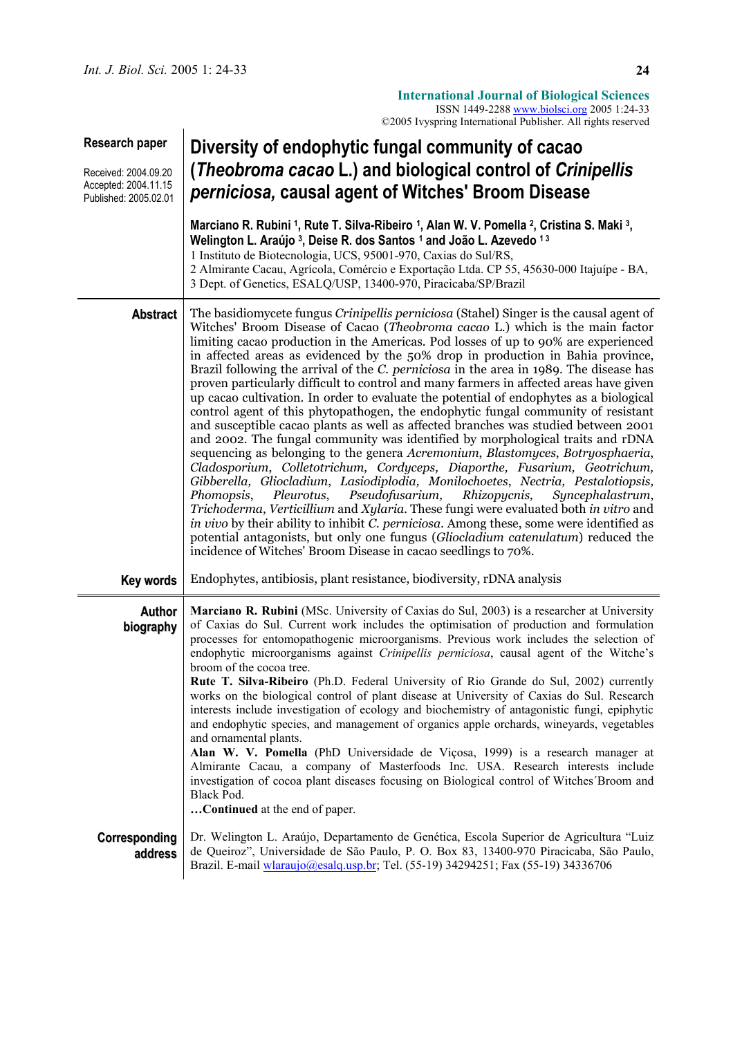**Research paper**

Received: 2004.09.20
Accepted: 2004.11.15
Published: 2005.02.01

# Diversity of endophytic fungal community of cacao (*Theobroma cacao* L.) and biological control of *Crinipellis perniciosa,* causal agent of Witches' Broom Disease

**Marciano R. Rubini [1], Rute T. Silva-Ribeiro [1], Alan W. V. Pomella [2], Cristina S. Maki [3], Welington L. Araújo [3], Deise R. dos Santos [1] and João L. Azevedo [1 3]**

1 Instituto de Biotecnologia, UCS, 95001-970, Caxias do Sul/RS,
2 Almirante Cacau, Agrícola, Comércio e Exportação Ltda. CP 55, 45630-000 Itajuípe - BA,
3 Dept. of Genetics, ESALQ/USP, 13400-970, Piracicaba/SP/Brazil

**Abstract**

The basidiomycete fungus *Crinipellis perniciosa* (Stahel) Singer is the causal agent of Witches' Broom Disease of Cacao (*Theobroma cacao* L.) which is the main factor limiting cacao production in the Americas. Pod losses of up to 90% are experienced in affected areas as evidenced by the 50% drop in production in Bahia province, Brazil following the arrival of the *C. perniciosa* in the area in 1989. The disease has proven particularly difficult to control and many farmers in affected areas have given up cacao cultivation. In order to evaluate the potential of endophytes as a biological control agent of this phytopathogen, the endophytic fungal community of resistant and susceptible cacao plants as well as affected branches was studied between 2001 and 2002. The fungal community was identified by morphological traits and rDNA sequencing as belonging to the genera *Acremonium*, *Blastomyces*, *Botryosphaeria*, *Cladosporium*, *Colletotrichum, Cordyceps, Diaporthe, Fusarium, Geotrichum, Gibberella, Gliocladium, Lasiodiplodia, Monilochoetes, Nectria, Pestalotiopsis, Phomopsis*, *Pleurotus*, *Pseudofusarium, Rhizopycnis, Syncephalastrum*, *Trichoderma*, *Verticillium* and *Xylaria*. These fungi were evaluated both *in vitro* and *in vivo* by their ability to inhibit *C. perniciosa*. Among these, some were identified as potential antagonists, but only one fungus (*Gliocladium catenulatum*) reduced the incidence of Witches' Broom Disease in cacao seedlings to 70%.

**Key words**

Endophytes, antibiosis, plant resistance, biodiversity, rDNA analysis

**Author biography**

**Marciano R. Rubini** (MSc. University of Caxias do Sul, 2003) is a researcher at University of Caxias do Sul. Current work includes the optimisation of production and formulation processes for entomopathogenic microorganisms. Previous work includes the selection of endophytic microorganisms against *Crinipellis perniciosa*, causal agent of the Witche's broom of the cocoa tree.

**Rute T. Silva-Ribeiro** (Ph.D. Federal University of Rio Grande do Sul, 2002) currently works on the biological control of plant disease at University of Caxias do Sul. Research interests include investigation of ecology and biochemistry of antagonistic fungi, epiphytic and endophytic species, and management of organics apple orchards, wineyards, vegetables and ornamental plants.

**Alan W. V. Pomella** (PhD Universidade de Viçosa, 1999) is a research manager at Almirante Cacau, a company of Masterfoods Inc. USA. Research interests include investigation of cocoa plant diseases focusing on Biological control of Witches´Broom and Black Pod.

**…Continued** at the end of paper.

**Corresponding address**

Dr. Welington L. Araújo, Departamento de Genética, Escola Superior de Agricultura "Luiz de Queiroz", Universidade de São Paulo, P. O. Box 83, 13400-970 Piracicaba, São Paulo, Brazil. E-mail wlaraujo@esalq.usp.br; Tel. (55-19) 34294251; Fax (55-19) 34336706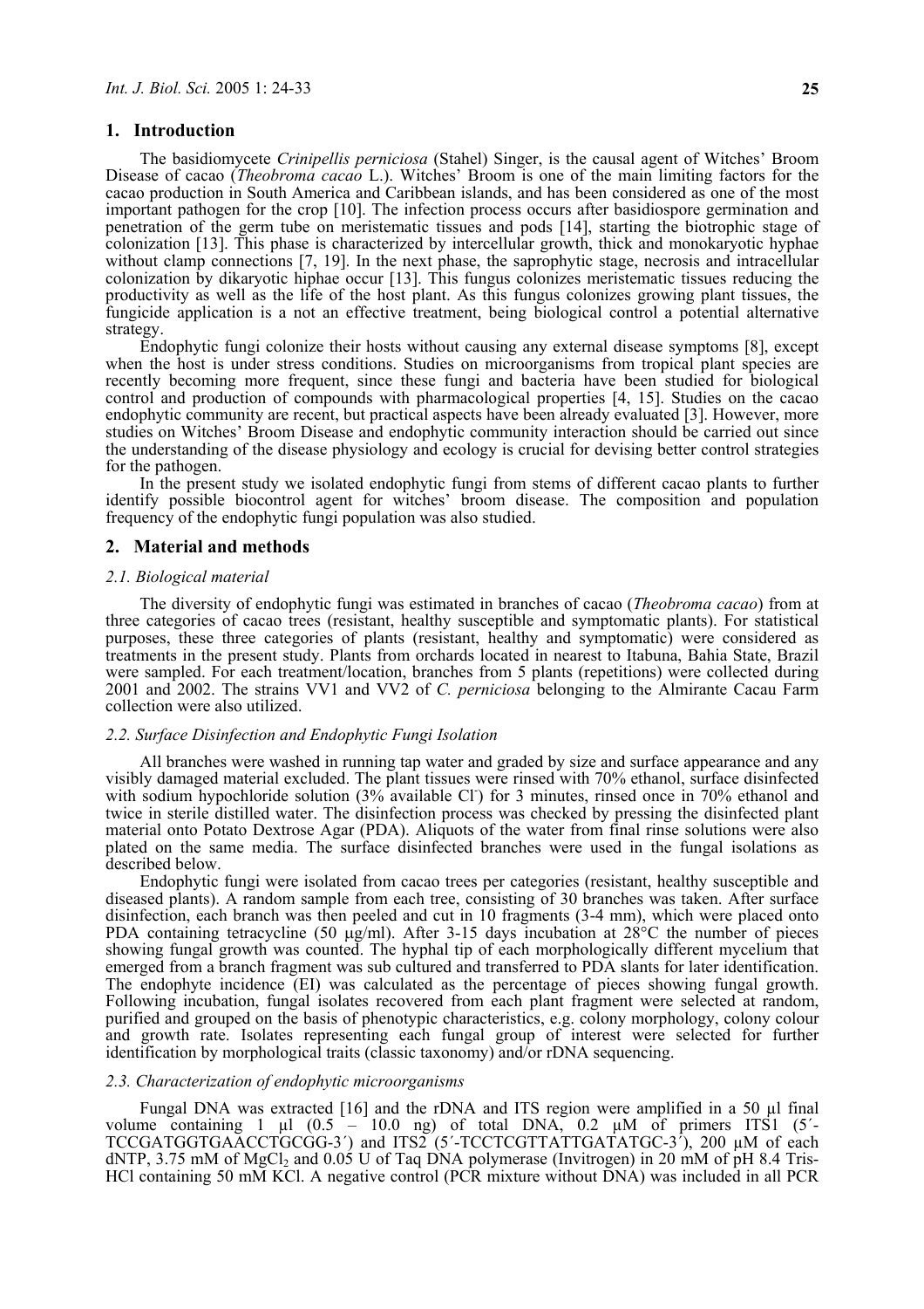## 1. Introduction

The basidiomycete *Crinipellis perniciosa* (Stahel) Singer, is the causal agent of Witches' Broom Disease of cacao (*Theobroma cacao* L.). Witches' Broom is one of the main limiting factors for the cacao production in South America and Caribbean islands, and has been considered as one of the most important pathogen for the crop [10]. The infection process occurs after basidiospore germination and penetration of the germ tube on meristematic tissues and pods [14], starting the biotrophic stage of colonization [13]. This phase is characterized by intercellular growth, thick and monokaryotic hyphae without clamp connections [7, 19]. In the next phase, the saprophytic stage, necrosis and intracellular colonization by dikaryotic hiphae occur [13]. This fungus colonizes meristematic tissues reducing the productivity as well as the life of the host plant. As this fungus colonizes growing plant tissues, the fungicide application is a not an effective treatment, being biological control a potential alternative strategy.

Endophytic fungi colonize their hosts without causing any external disease symptoms [8], except when the host is under stress conditions. Studies on microorganisms from tropical plant species are recently becoming more frequent, since these fungi and bacteria have been studied for biological control and production of compounds with pharmacological properties [4, 15]. Studies on the cacao endophytic community are recent, but practical aspects have been already evaluated [3]. However, more studies on Witches' Broom Disease and endophytic community interaction should be carried out since the understanding of the disease physiology and ecology is crucial for devising better control strategies for the pathogen.

In the present study we isolated endophytic fungi from stems of different cacao plants to further identify possible biocontrol agent for witches' broom disease. The composition and population frequency of the endophytic fungi population was also studied.

## 2. Material and methods

### 2.1. Biological material

The diversity of endophytic fungi was estimated in branches of cacao (*Theobroma cacao*) from at three categories of cacao trees (resistant, healthy susceptible and symptomatic plants). For statistical purposes, these three categories of plants (resistant, healthy and symptomatic) were considered as treatments in the present study. Plants from orchards located in nearest to Itabuna, Bahia State, Brazil were sampled. For each treatment/location, branches from 5 plants (repetitions) were collected during 2001 and 2002. The strains VV1 and VV2 of *C. perniciosa* belonging to the Almirante Cacau Farm collection were also utilized.

### 2.2. Surface Disinfection and Endophytic Fungi Isolation

All branches were washed in running tap water and graded by size and surface appearance and any visibly damaged material excluded. The plant tissues were rinsed with 70% ethanol, surface disinfected with sodium hypochloride solution (3% available $Cl^-$) for 3 minutes, rinsed once in 70% ethanol and twice in sterile distilled water. The disinfection process was checked by pressing the disinfected plant material onto Potato Dextrose Agar (PDA). Aliquots of the water from final rinse solutions were also plated on the same media. The surface disinfected branches were used in the fungal isolations as described below.

Endophytic fungi were isolated from cacao trees per categories (resistant, healthy susceptible and diseased plants). A random sample from each tree, consisting of 30 branches was taken. After surface disinfection, each branch was then peeled and cut in 10 fragments (3-4 mm), which were placed onto PDA containing tetracycline (50 µg/ml). After 3-15 days incubation at 28°C the number of pieces showing fungal growth was counted. The hyphal tip of each morphologically different mycelium that emerged from a branch fragment was sub cultured and transferred to PDA slants for later identification. The endophyte incidence (EI) was calculated as the percentage of pieces showing fungal growth. Following incubation, fungal isolates recovered from each plant fragment were selected at random, purified and grouped on the basis of phenotypic characteristics, e.g. colony morphology, colony colour and growth rate. Isolates representing each fungal group of interest were selected for further identification by morphological traits (classic taxonomy) and/or rDNA sequencing.

### 2.3. Characterization of endophytic microorganisms

Fungal DNA was extracted [16] and the rDNA and ITS region were amplified in a 50 µl final volume containing 1 µl (0.5 – 10.0 ng) of total DNA, 0.2 µM of primers ITS1 (5´-TCCGATGGTGAACCTGCGG-3´) and ITS2 (5´-TCCTCGTTATTGATATGC-3´), 200 µM of each dNTP, 3.75 mM of $MgCl_2$ and 0.05 U of Taq DNA polymerase (Invitrogen) in 20 mM of pH 8.4 Tris-HCl containing 50 mM KCl. A negative control (PCR mixture without DNA) was included in all PCR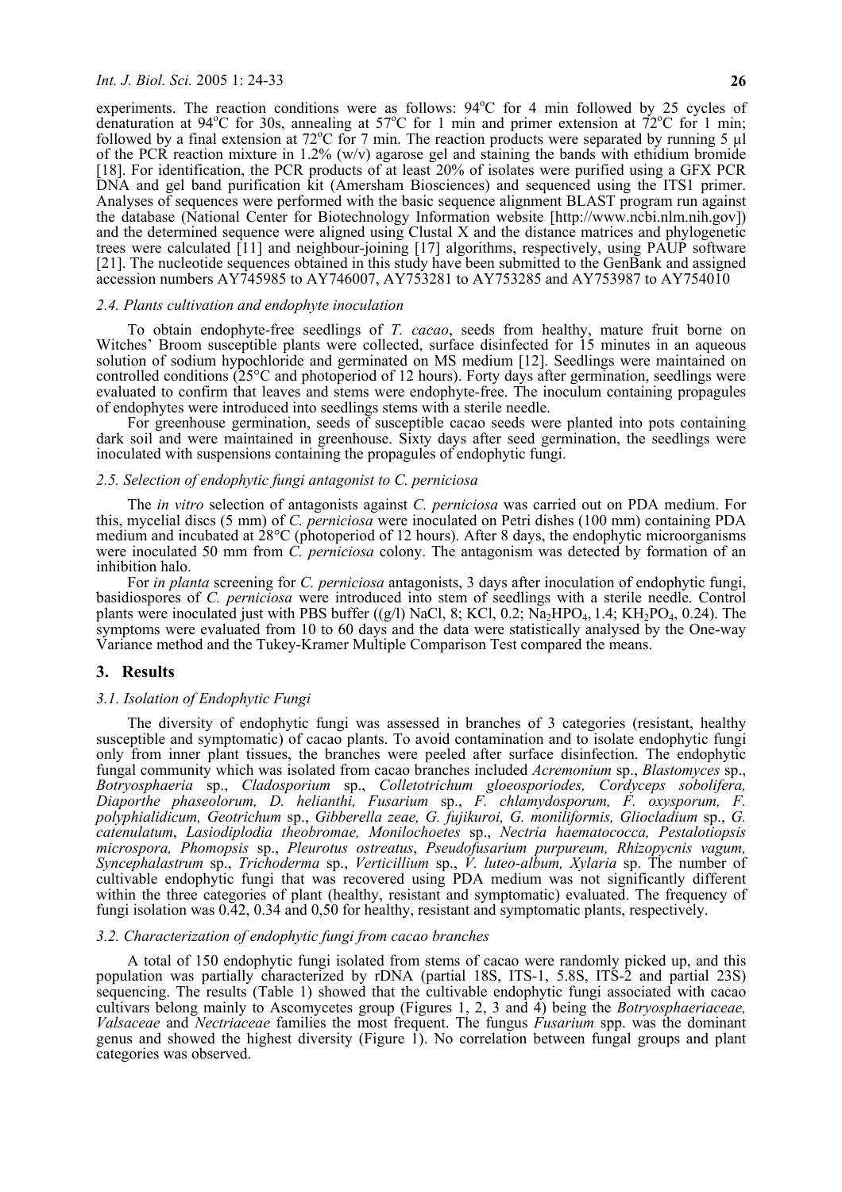experiments. The reaction conditions were as follows: 94°C for 4 min followed by 25 cycles of denaturation at 94°C for 30s, annealing at 57°C for 1 min and primer extension at 72°C for 1 min; followed by a final extension at 72°C for 7 min. The reaction products were separated by running 5 µl of the PCR reaction mixture in 1.2% (w/v) agarose gel and staining the bands with ethidium bromide [18]. For identification, the PCR products of at least 20% of isolates were purified using a GFX PCR DNA and gel band purification kit (Amersham Biosciences) and sequenced using the ITS1 primer. Analyses of sequences were performed with the basic sequence alignment BLAST program run against the database (National Center for Biotechnology Information website [http://www.ncbi.nlm.nih.gov]) and the determined sequence were aligned using Clustal X and the distance matrices and phylogenetic trees were calculated [11] and neighbour-joining [17] algorithms, respectively, using PAUP software [21]. The nucleotide sequences obtained in this study have been submitted to the GenBank and assigned accession numbers AY745985 to AY746007, AY753281 to AY753285 and AY753987 to AY754010

### *2.4. Plants cultivation and endophyte inoculation*

To obtain endophyte-free seedlings of *T. cacao*, seeds from healthy, mature fruit borne on Witches' Broom susceptible plants were collected, surface disinfected for 15 minutes in an aqueous solution of sodium hypochloride and germinated on MS medium [12]. Seedlings were maintained on controlled conditions (25°C and photoperiod of 12 hours). Forty days after germination, seedlings were evaluated to confirm that leaves and stems were endophyte-free. The inoculum containing propagules of endophytes were introduced into seedlings stems with a sterile needle.

For greenhouse germination, seeds of susceptible cacao seeds were planted into pots containing dark soil and were maintained in greenhouse. Sixty days after seed germination, the seedlings were inoculated with suspensions containing the propagules of endophytic fungi.

### *2.5. Selection of endophytic fungi antagonist to C. perniciosa*

The *in vitro* selection of antagonists against *C. perniciosa* was carried out on PDA medium. For this, mycelial discs (5 mm) of *C. perniciosa* were inoculated on Petri dishes (100 mm) containing PDA medium and incubated at 28°C (photoperiod of 12 hours). After 8 days, the endophytic microorganisms were inoculated 50 mm from *C. perniciosa* colony. The antagonism was detected by formation of an inhibition halo.

For *in planta* screening for *C. perniciosa* antagonists, 3 days after inoculation of endophytic fungi, basidiospores of *C. perniciosa* were introduced into stem of seedlings with a sterile needle. Control plants were inoculated just with PBS buffer ((g/l) NaCl, 8; KCl, 0.2; $Na_2HPO_4$, 1.4; $KH_2PO_4$, 0.24). The symptoms were evaluated from 10 to 60 days and the data were statistically analysed by the One-way Variance method and the Tukey-Kramer Multiple Comparison Test compared the means.

## 3. Results

### *3.1. Isolation of Endophytic Fungi*

The diversity of endophytic fungi was assessed in branches of 3 categories (resistant, healthy susceptible and symptomatic) of cacao plants. To avoid contamination and to isolate endophytic fungi only from inner plant tissues, the branches were peeled after surface disinfection. The endophytic fungal community which was isolated from cacao branches included *Acremonium* sp., *Blastomyces* sp., *Botryosphaeria* sp., *Cladosporium* sp., *Colletotrichum gloeosporiodes, Cordyceps sobolifera, Diaporthe phaseolorum, D. helianthi, Fusarium* sp., *F. chlamydosporum, F. oxysporum, F. polyphialidicum, Geotrichum* sp., *Gibberella zeae, G. fujikuroi, G. moniliformis, Gliocladium* sp., *G. catenulatum*, *Lasiodiplodia theobromae, Monilochoetes* sp., *Nectria haematococca, Pestalotiopsis microspora, Phomopsis* sp., *Pleurotus ostreatus*, *Pseudofusarium purpureum, Rhizopycnis vagum, Syncephalastrum* sp., *Trichoderma* sp., *Verticillium* sp., *V. luteo-album, Xylaria* sp. The number of cultivable endophytic fungi that was recovered using PDA medium was not significantly different within the three categories of plant (healthy, resistant and symptomatic) evaluated. The frequency of fungi isolation was 0.42, 0.34 and 0,50 for healthy, resistant and symptomatic plants, respectively.

### *3.2. Characterization of endophytic fungi from cacao branches*

A total of 150 endophytic fungi isolated from stems of cacao were randomly picked up, and this population was partially characterized by rDNA (partial 18S, ITS-1, 5.8S, ITS-2 and partial 23S) sequencing. The results (Table 1) showed that the cultivable endophytic fungi associated with cacao cultivars belong mainly to Ascomycetes group (Figures 1, 2, 3 and 4) being the *Botryosphaeriaceae, Valsaceae* and *Nectriaceae* families the most frequent. The fungus *Fusarium* spp. was the dominant genus and showed the highest diversity (Figure 1). No correlation between fungal groups and plant categories was observed.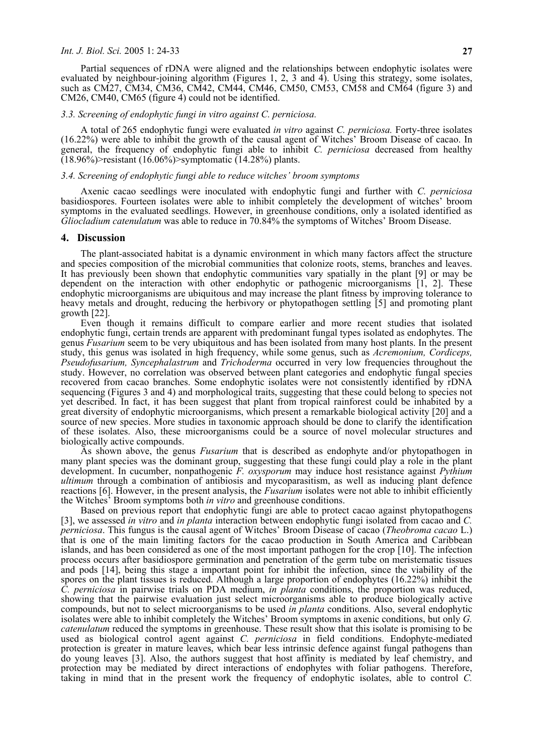Partial sequences of rDNA were aligned and the relationships between endophytic isolates were evaluated by neighbour-joining algorithm (Figures 1, 2, 3 and 4). Using this strategy, some isolates, such as CM27, CM34, CM36, CM42, CM44, CM46, CM50, CM53, CM58 and CM64 (figure 3) and CM26, CM40, CM65 (figure 4) could not be identified.

### *3.3. Screening of endophytic fungi in vitro against C. perniciosa.*

A total of 265 endophytic fungi were evaluated *in vitro* against *C. perniciosa.* Forty-three isolates (16.22%) were able to inhibit the growth of the causal agent of Witches' Broom Disease of cacao. In general, the frequency of endophytic fungi able to inhibit *C. perniciosa* decreased from healthy (18.96%)>resistant (16.06%)>symptomatic (14.28%) plants.

### *3.4. Screening of endophytic fungi able to reduce witches' broom symptoms*

Axenic cacao seedlings were inoculated with endophytic fungi and further with *C. perniciosa* basidiospores. Fourteen isolates were able to inhibit completely the development of witches' broom symptoms in the evaluated seedlings. However, in greenhouse conditions, only a isolated identified as *Gliocladium catenulatum* was able to reduce in 70.84% the symptoms of Witches' Broom Disease.

## 4. Discussion

The plant-associated habitat is a dynamic environment in which many factors affect the structure and species composition of the microbial communities that colonize roots, stems, branches and leaves. It has previously been shown that endophytic communities vary spatially in the plant [9] or may be dependent on the interaction with other endophytic or pathogenic microorganisms [1, 2]. These endophytic microorganisms are ubiquitous and may increase the plant fitness by improving tolerance to heavy metals and drought, reducing the herbivory or phytopathogen settling [5] and promoting plant growth [22].

Even though it remains difficult to compare earlier and more recent studies that isolated endophytic fungi, certain trends are apparent with predominant fungal types isolated as endophytes. The genus *Fusarium* seem to be very ubiquitous and has been isolated from many host plants. In the present study, this genus was isolated in high frequency, while some genus, such as *Acremonium, Cordiceps, Pseudofusarium, Syncephalastrum* and *Trichoderma* occurred in very low frequencies throughout the study. However, no correlation was observed between plant categories and endophytic fungal species recovered from cacao branches. Some endophytic isolates were not consistently identified by rDNA sequencing (Figures 3 and 4) and morphological traits, suggesting that these could belong to species not yet described. In fact, it has been suggest that plant from tropical rainforest could be inhabited by a great diversity of endophytic microorganisms, which present a remarkable biological activity [20] and a source of new species. More studies in taxonomic approach should be done to clarify the identification of these isolates. Also, these microorganisms could be a source of novel molecular structures and biologically active compounds.

As shown above, the genus *Fusarium* that is described as endophyte and/or phytopathogen in many plant species was the dominant group, suggesting that these fungi could play a role in the plant development. In cucumber, nonpathogenic *F. oxysporum* may induce host resistance against *Pythium ultimum* through a combination of antibiosis and mycoparasitism, as well as inducing plant defence reactions [6]. However, in the present analysis, the *Fusarium* isolates were not able to inhibit efficiently the Witches' Broom symptoms both *in vitro* and greenhouse conditions.

Based on previous report that endophytic fungi are able to protect cacao against phytopathogens [3], we assessed *in vitro* and *in planta* interaction between endophytic fungi isolated from cacao and *C. perniciosa*. This fungus is the causal agent of Witches' Broom Disease of cacao (*Theobroma cacao* L.) that is one of the main limiting factors for the cacao production in South America and Caribbean islands, and has been considered as one of the most important pathogen for the crop [10]. The infection process occurs after basidiospore germination and penetration of the germ tube on meristematic tissues and pods [14], being this stage a important point for inhibit the infection, since the viability of the spores on the plant tissues is reduced. Although a large proportion of endophytes (16.22%) inhibit the *C. perniciosa* in pairwise trials on PDA medium, *in planta* conditions, the proportion was reduced, showing that the pairwise evaluation just select microorganisms able to produce biologically active compounds, but not to select microorganisms to be used *in planta* conditions. Also, several endophytic isolates were able to inhibit completely the Witches' Broom symptoms in axenic conditions, but only *G. catenulatum* reduced the symptoms in greenhouse. These result show that this isolate is promising to be used as biological control agent against *C. perniciosa* in field conditions. Endophyte-mediated protection is greater in mature leaves, which bear less intrinsic defence against fungal pathogens than do young leaves [3]. Also, the authors suggest that host affinity is mediated by leaf chemistry, and protection may be mediated by direct interactions of endophytes with foliar pathogens. Therefore, taking in mind that in the present work the frequency of endophytic isolates, able to control *C.*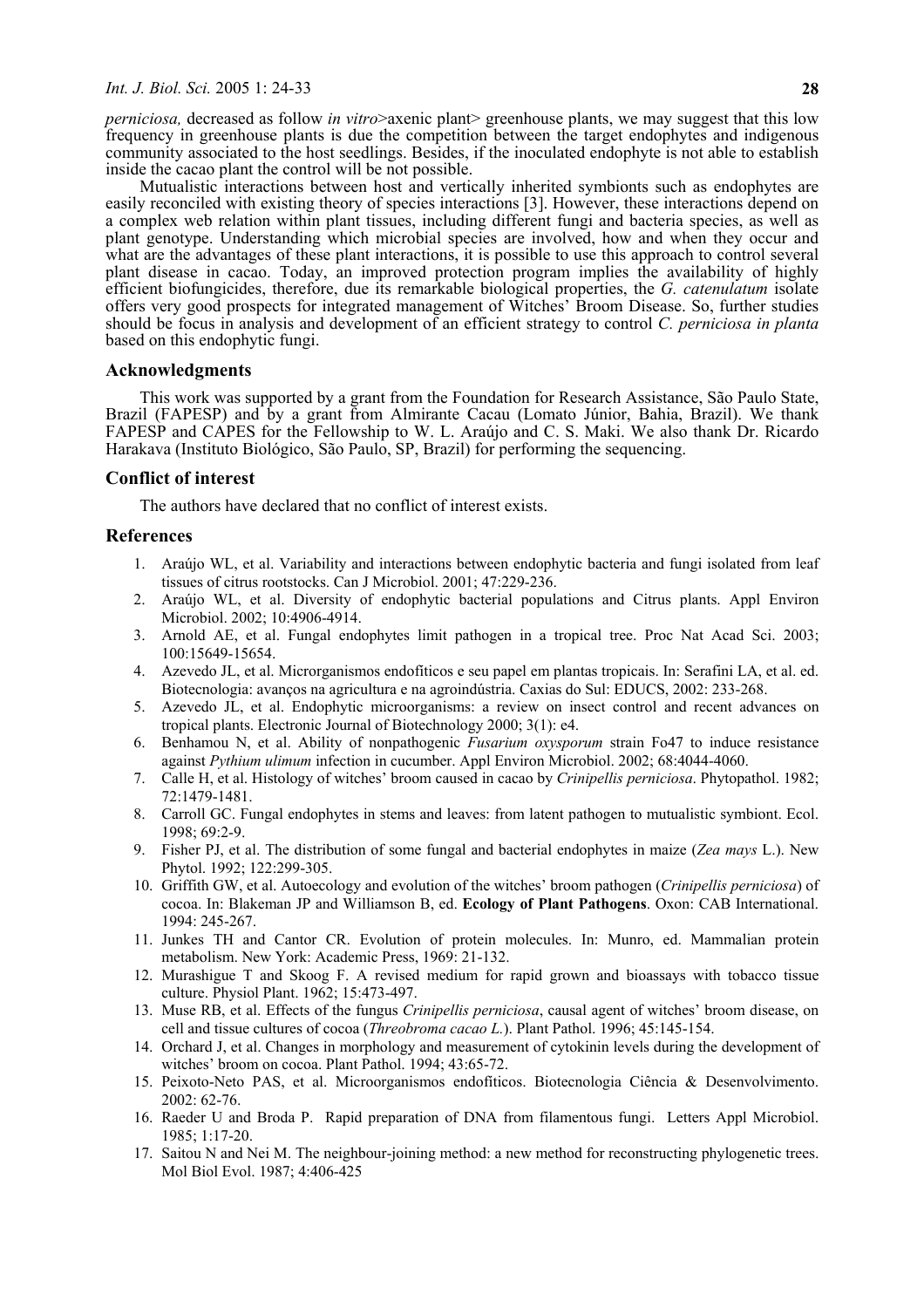*perniciosa,* decreased as follow *in vitro*>axenic plant> greenhouse plants, we may suggest that this low frequency in greenhouse plants is due the competition between the target endophytes and indigenous community associated to the host seedlings. Besides, if the inoculated endophyte is not able to establish inside the cacao plant the control will be not possible.

Mutualistic interactions between host and vertically inherited symbionts such as endophytes are easily reconciled with existing theory of species interactions [3]. However, these interactions depend on a complex web relation within plant tissues, including different fungi and bacteria species, as well as plant genotype. Understanding which microbial species are involved, how and when they occur and what are the advantages of these plant interactions, it is possible to use this approach to control several plant disease in cacao. Today, an improved protection program implies the availability of highly efficient biofungicides, therefore, due its remarkable biological properties, the *G. catenulatum* isolate offers very good prospects for integrated management of Witches' Broom Disease. So, further studies should be focus in analysis and development of an efficient strategy to control *C. perniciosa in planta* based on this endophytic fungi.

## Acknowledgments

This work was supported by a grant from the Foundation for Research Assistance, São Paulo State, Brazil (FAPESP) and by a grant from Almirante Cacau (Lomato Júnior, Bahia, Brazil). We thank FAPESP and CAPES for the Fellowship to W. L. Araújo and C. S. Maki. We also thank Dr. Ricardo Harakava (Instituto Biológico, São Paulo, SP, Brazil) for performing the sequencing.

## Conflict of interest

The authors have declared that no conflict of interest exists.

## References

1. Araújo WL, et al. Variability and interactions between endophytic bacteria and fungi isolated from leaf tissues of citrus rootstocks. Can J Microbiol. 2001; 47:229-236.
2. Araújo WL, et al. Diversity of endophytic bacterial populations and Citrus plants. Appl Environ Microbiol. 2002; 10:4906-4914.
3. Arnold AE, et al. Fungal endophytes limit pathogen in a tropical tree. Proc Nat Acad Sci. 2003; 100:15649-15654.
4. Azevedo JL, et al. Micrmisorganismos endofíticos e seu papel em plantas tropicais. In: Serafini LA, et al. ed. Biotecnologia: avanços na agricultura e na agroindústria. Caxias do Sul: EDUCS, 2002: 233-268.
5. Azevedo JL, et al. Endophytic microorganisms: a review on insect control and recent advances on tropical plants. Electronic Journal of Biotechnology 2000; 3(1): e4.
6. Benhamou N, et al. Ability of nonpathogenic *Fusarium oxysporum* strain Fo47 to induce resistance against *Pythium ulimum* infection in cucumber. Appl Environ Microbiol. 2002; 68:4044-4060.
7. Calle H, et al. Histology of witches' broom caused in cacao by *Crinipellis perniciosa*. Phytopathol. 1982; 72:1479-1481.
8. Carroll GC. Fungal endophytes in stems and leaves: from latent pathogen to mutualistic symbiont. Ecol. 1998; 69:2-9.
9. Fisher PJ, et al. The distribution of some fungal and bacterial endophytes in maize (*Zea mays* L.). New Phytol. 1992; 122:299-305.
10. Griffith GW, et al. Autoecology and evolution of the witches' broom pathogen (*Crinipellis perniciosa*) of cocoa. In: Blakeman JP and Williamson B, ed. **Ecology of Plant Pathogens**. Oxon: CAB International. 1994: 245-267.
11. Junkes TH and Cantor CR. Evolution of protein molecules. In: Munro, ed. Mammalian protein metabolism. New York: Academic Press, 1969: 21-132.
12. Murashigue T and Skoog F. A revised medium for rapid grown and bioassays with tobacco tissue culture. Physiol Plant. 1962; 15:473-497.
13. Muse RB, et al. Effects of the fungus *Crinipellis perniciosa*, causal agent of witches' broom disease, on cell and tissue cultures of cocoa (*Threobroma cacao L.*). Plant Pathol. 1996; 45:145-154.
14. Orchard J, et al. Changes in morphology and measurement of cytokinin levels during the development of witches' broom on cocoa. Plant Pathol. 1994; 43:65-72.
15. Peixoto-Neto PAS, et al. Microorganismos endofíticos. Biotecnologia Ciência & Desenvolvimento. 2002: 62-76.
16. Raeder U and Broda P. Rapid preparation of DNA from filamentous fungi. Letters Appl Microbiol. 1985; 1:17-20.
17. Saitou N and Nei M. The neighbour-joining method: a new method for reconstructing phylogenetic trees. Mol Biol Evol. 1987; 4:406-425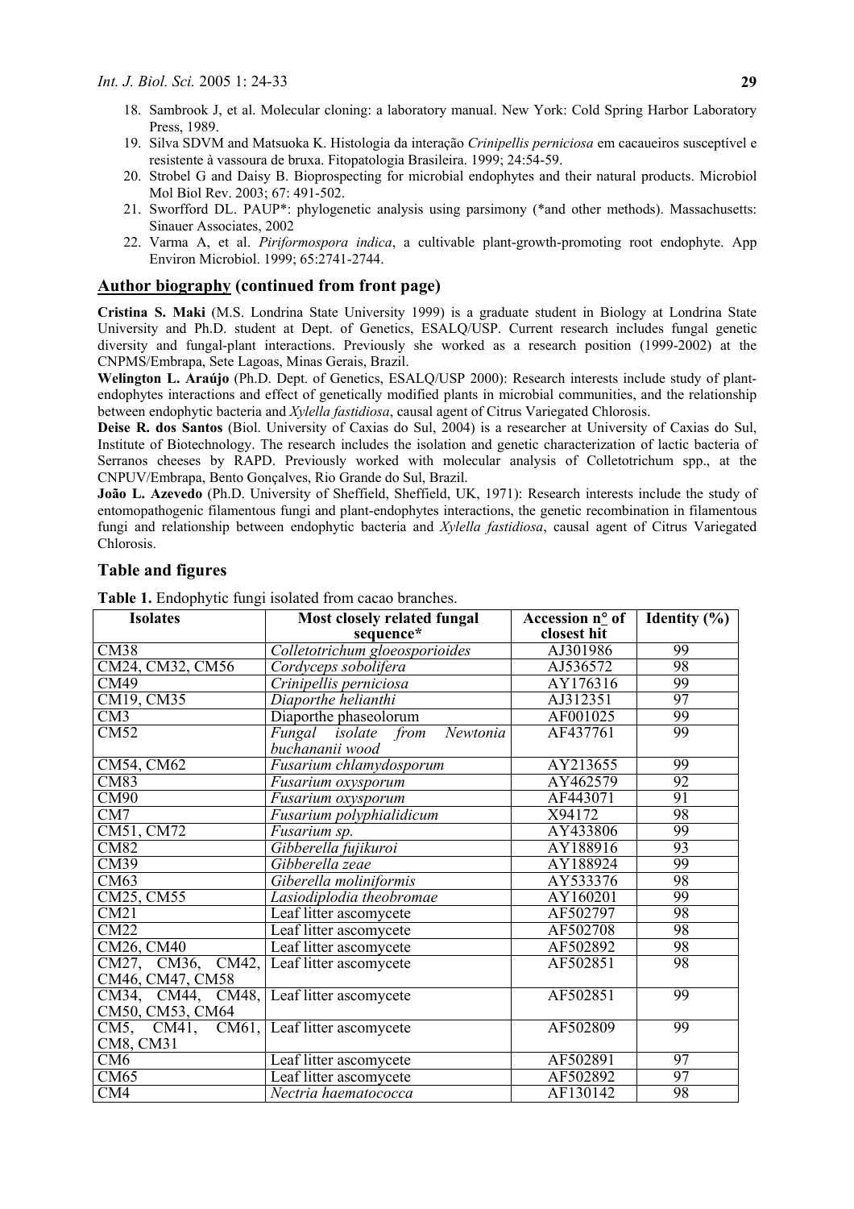18. Sambrook J, et al. Molecular cloning: a laboratory manual. New York: Cold Spring Harbor Laboratory Press, 1989.
19. Silva SDVM and Matsuoka K. Histologia da interação *Crinipellis perniciosa* em cacaueiros susceptível e resistente à vassoura de bruxa. Fitopatologia Brasileira. 1999; 24:54-59.
20. Strobel G and Daisy B. Bioprospecting for microbial endophytes and their natural products. Microbiol Mol Biol Rev. 2003; 67: 491-502.
21. Sworfford DL. PAUP*: phylogenetic analysis using parsimony (*and other methods). Massachusetts: Sinauer Associates, 2002
22. Varma A, et al. *Piriformospora indica*, a cultivable plant-growth-promoting root endophyte. App Environ Microbiol. 1999; 65:2741-2744.

## Author biography (continued from front page)

**Cristina S. Maki** (M.S. Londrina State University 1999) is a graduate student in Biology at Londrina State University and Ph.D. student at Dept. of Genetics, ESALQ/USP. Current research includes fungal genetic diversity and fungal-plant interactions. Previously she worked as a research position (1999-2002) at the CNPMS/Embrapa, Sete Lagoas, Minas Gerais, Brazil.

**Welington L. Araújo** (Ph.D. Dept. of Genetics, ESALQ/USP 2000): Research interests include study of plant-endophytes interactions and effect of genetically modified plants in microbial communities, and the relationship between endophytic bacteria and *Xylella fastidiosa*, causal agent of Citrus Variegated Chlorosis.

**Deise R. dos Santos** (Biol. University of Caxias do Sul, 2004) is a researcher at University of Caxias do Sul, Institute of Biotechnology. The research includes the isolation and genetic characterization of lactic bacteria of Serranos cheeses by RAPD. Previously worked with molecular analysis of Colletotrichum spp., at the CNPUV/Embrapa, Bento Gonçalves, Rio Grande do Sul, Brazil.

**João L. Azevedo** (Ph.D. University of Sheffield, Sheffield, UK, 1971): Research interests include the study of entomopathogenic filamentous fungi and plant-endophytes interactions, the genetic recombination in filamentous fungi and relationship between endophytic bacteria and *Xylella fastidiosa*, causal agent of Citrus Variegated Chlorosis.

## Table and figures

**Table 1.** Endophytic fungi isolated from cacao branches.

| Isolates | Most closely related fungal sequence* | Accession n° of closest hit | Identity (%) |
|---|---|---|---|
| CM38 | *Colletotrichum gloeosporioides* | AJ301986 | 99 |
| CM24, CM32, CM56 | *Cordyceps sobolifera* | AJ536572 | 98 |
| CM49 | *Crinipellis perniciosa* | AY176316 | 99 |
| CM19, CM35 | *Diaporthe helianthi* | AJ312351 | 97 |
| CM3 | Diaporthe phaseolorum | AF001025 | 99 |
| CM52 | *Fungal isolate from Newtonia buchananii wood* | AF437761 | 99 |
| CM54, CM62 | *Fusarium chlamydosporum* | AY213655 | 99 |
| CM83 | *Fusarium oxysporum* | AY462579 | 92 |
| CM90 | *Fusarium oxysporum* | AF443071 | 91 |
| CM7 | *Fusarium polyphialidicum* | X94172 | 98 |
| CM51, CM72 | *Fusarium sp.* | AY433806 | 99 |
| CM82 | *Gibberella fujikuroi* | AY188916 | 93 |
| CM39 | *Gibberella zeae* | AY188924 | 99 |
| CM63 | *Giberella moliniformis* | AY533376 | 98 |
| CM25, CM55 | *Lasiodiplodia theobromae* | AY160201 | 99 |
| CM21 | Leaf litter ascomycete | AF502797 | 98 |
| CM22 | Leaf litter ascomycete | AF502708 | 98 |
| CM26, CM40 | Leaf litter ascomycete | AF502892 | 98 |
| CM27, CM36, CM42, CM46, CM47, CM58 | Leaf litter ascomycete | AF502851 | 98 |
| CM34, CM44, CM48, CM50, CM53, CM64 | Leaf litter ascomycete | AF502851 | 99 |
| CM5, CM41, CM61, CM8, CM31 | Leaf litter ascomycete | AF502809 | 99 |
| CM6 | Leaf litter ascomycete | AF502891 | 97 |
| CM65 | Leaf litter ascomycete | AF502892 | 97 |
| CM4 | *Nectria haematococca* | AF130142 | 98 |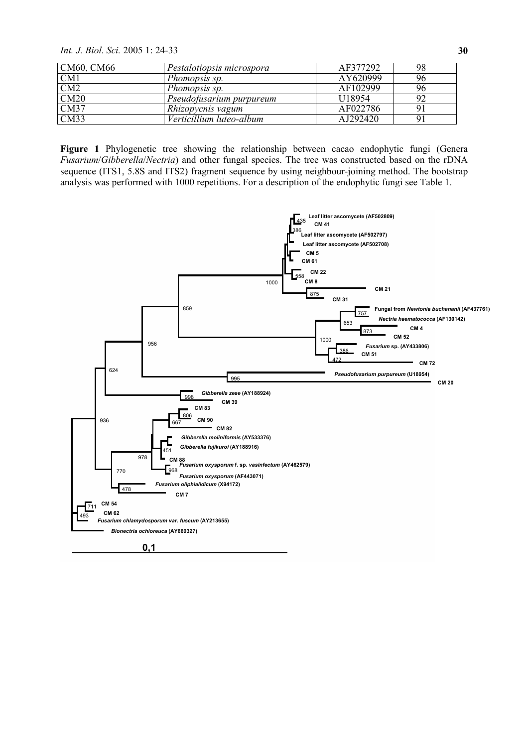| CM60, CM66 | *Pestalotiopsis microspora* | AF377292 | 98 |
|---|---|---|---|
| CM1 | *Phomopsis sp.* | AY620999 | 96 |
| CM2 | *Phomopsis sp.* | AF102999 | 96 |
| CM20 | *Pseudofusarium purpureum* | U18954 | 92 |
| CM37 | *Rhizopycnis vagum* | AF022786 | 91 |
| CM33 | *Verticillium luteo-album* | AJ292420 | 91 |

**Figure 1** Phylogenetic tree showing the relationship between cacao endophytic fungi (Genera *Fusarium*/*Gibberella*/*Nectria*) and other fungal species. The tree was constructed based on the rDNA sequence (ITS1, 5.8S and ITS2) fragment sequence by using neighbour-joining method. The bootstrap analysis was performed with 1000 repetitions. For a description of the endophytic fungi see Table 1.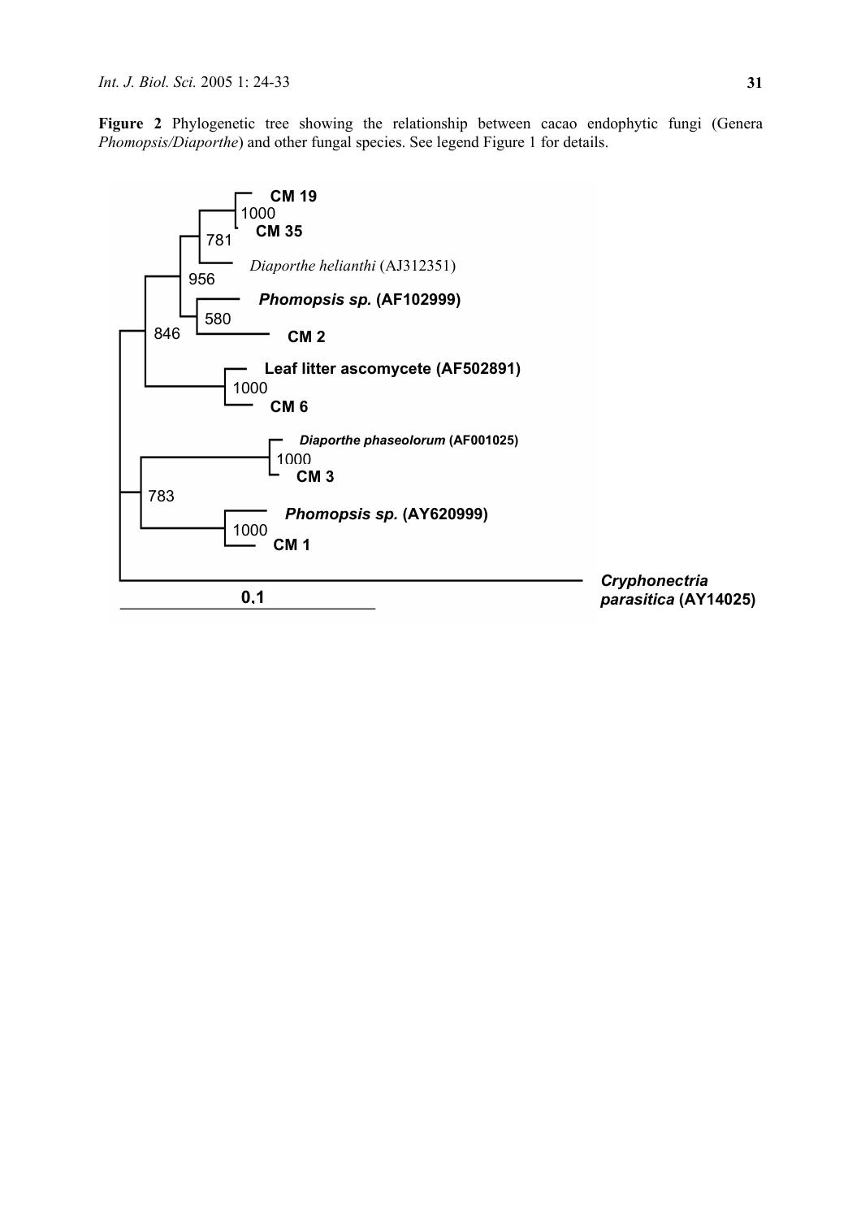**Figure 2** Phylogenetic tree showing the relationship between cacao endophytic fungi (Genera *Phomopsis/Diaporthe*) and other fungal species. See legend Figure 1 for details.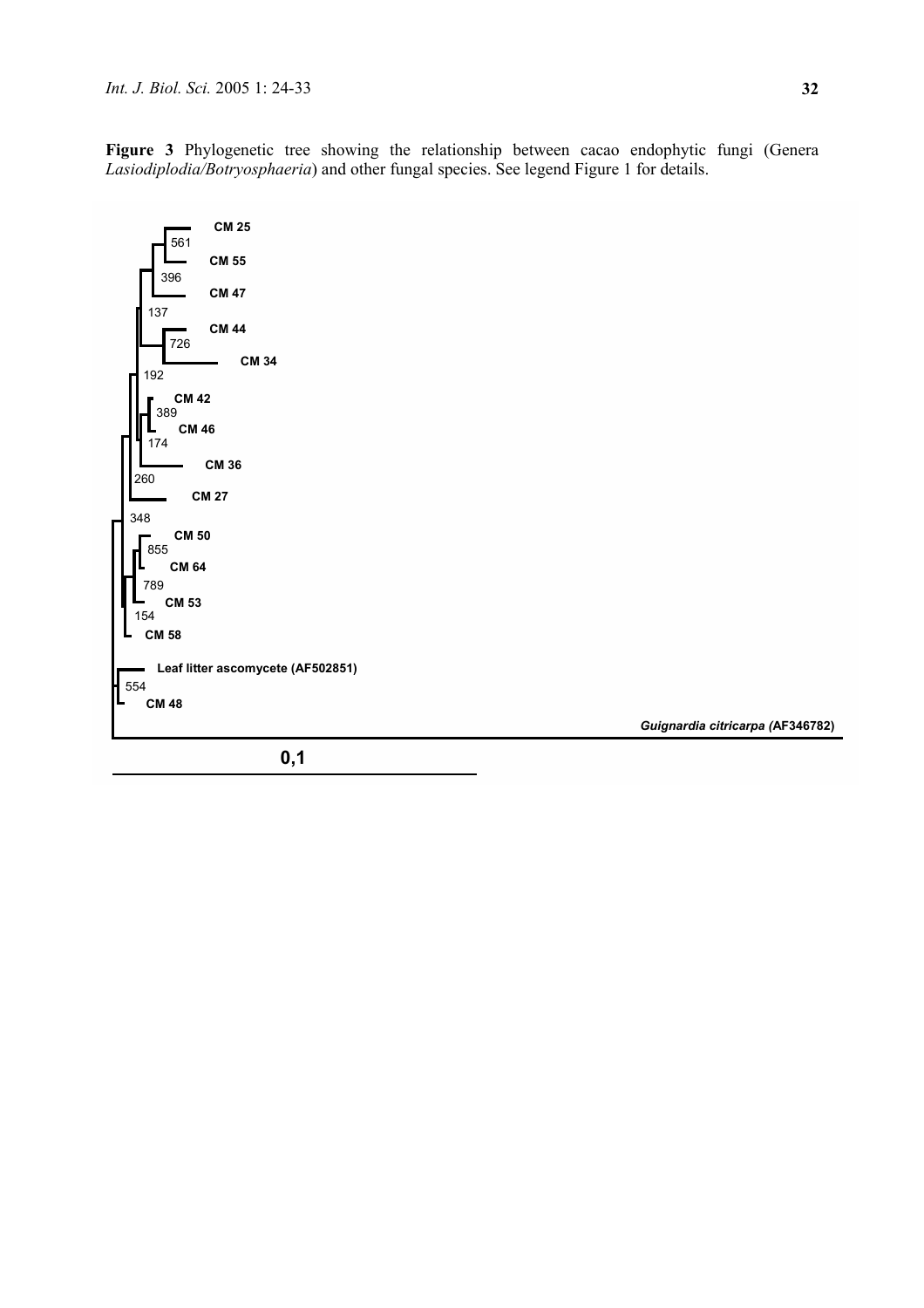**Figure 3** Phylogenetic tree showing the relationship between cacao endophytic fungi (Genera *Lasiodiplodia/Botryosphaeria*) and other fungal species. See legend Figure 1 for details.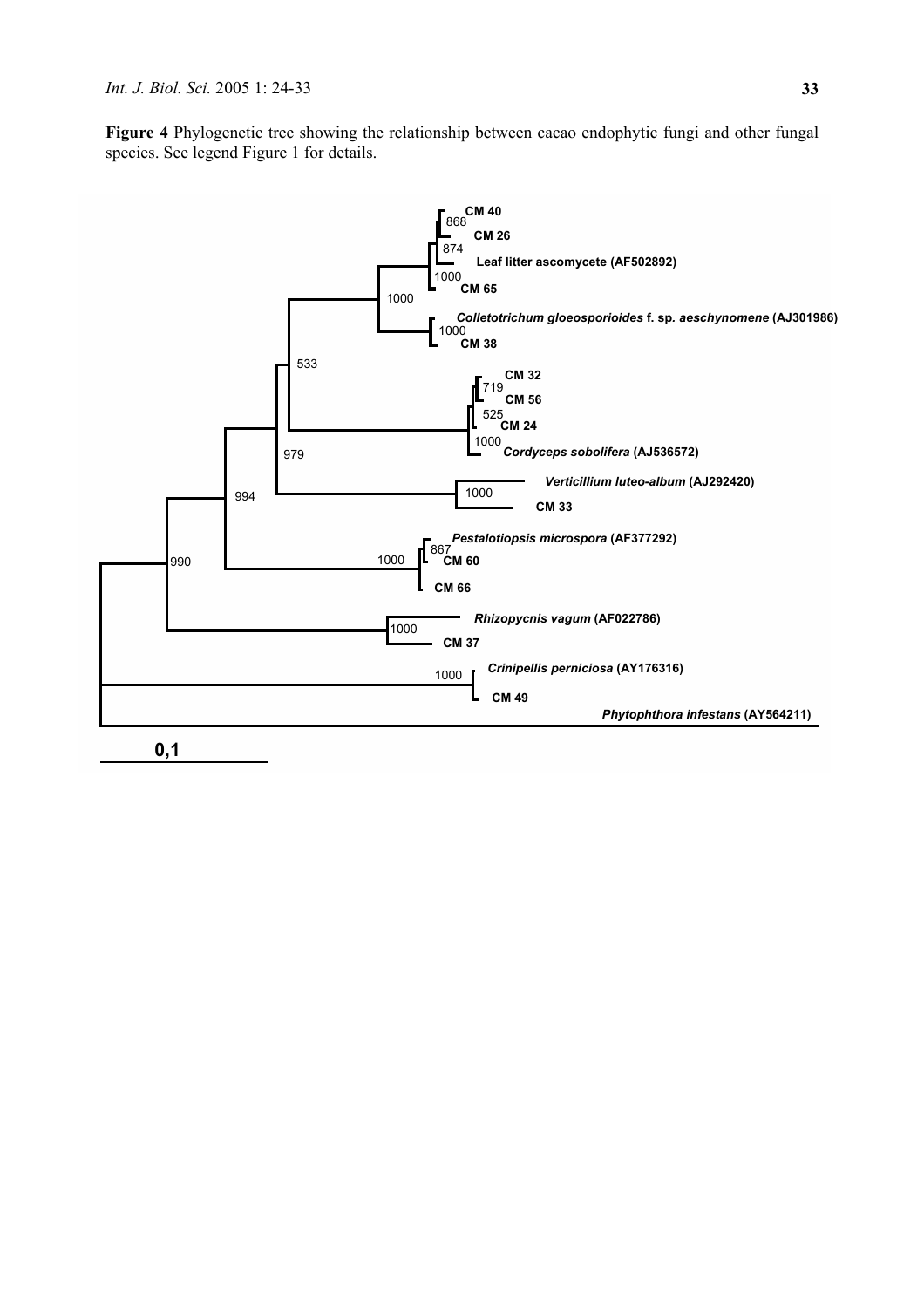**Figure 4** Phylogenetic tree showing the relationship between cacao endophytic fungi and other fungal species. See legend Figure 1 for details.

CM 40
868
CM 26
874
Leaf litter ascomycete (AF502892)
1000
CM 65
1000
*Colletotrichum gloeosporioides* f. sp. *aeschynomene* (AJ301986)
1000
CM 38
533
CM 32
719
CM 56
525
CM 24
1000
*Cordyceps sobolifera* (AJ536572)
979
*Verticillium luteo-album* (AJ292420)
1000
994
CM 33
*Pestalotiopsis microspora* (AF377292)
867
990
1000
CM 60
CM 66
*Rhizopycnis vagum* (AF022786)
1000
CM 37
1000
*Crinipellis perniciosa* (AY176316)
CM 49
*Phytophthora infestans* (AY564211)
0,1